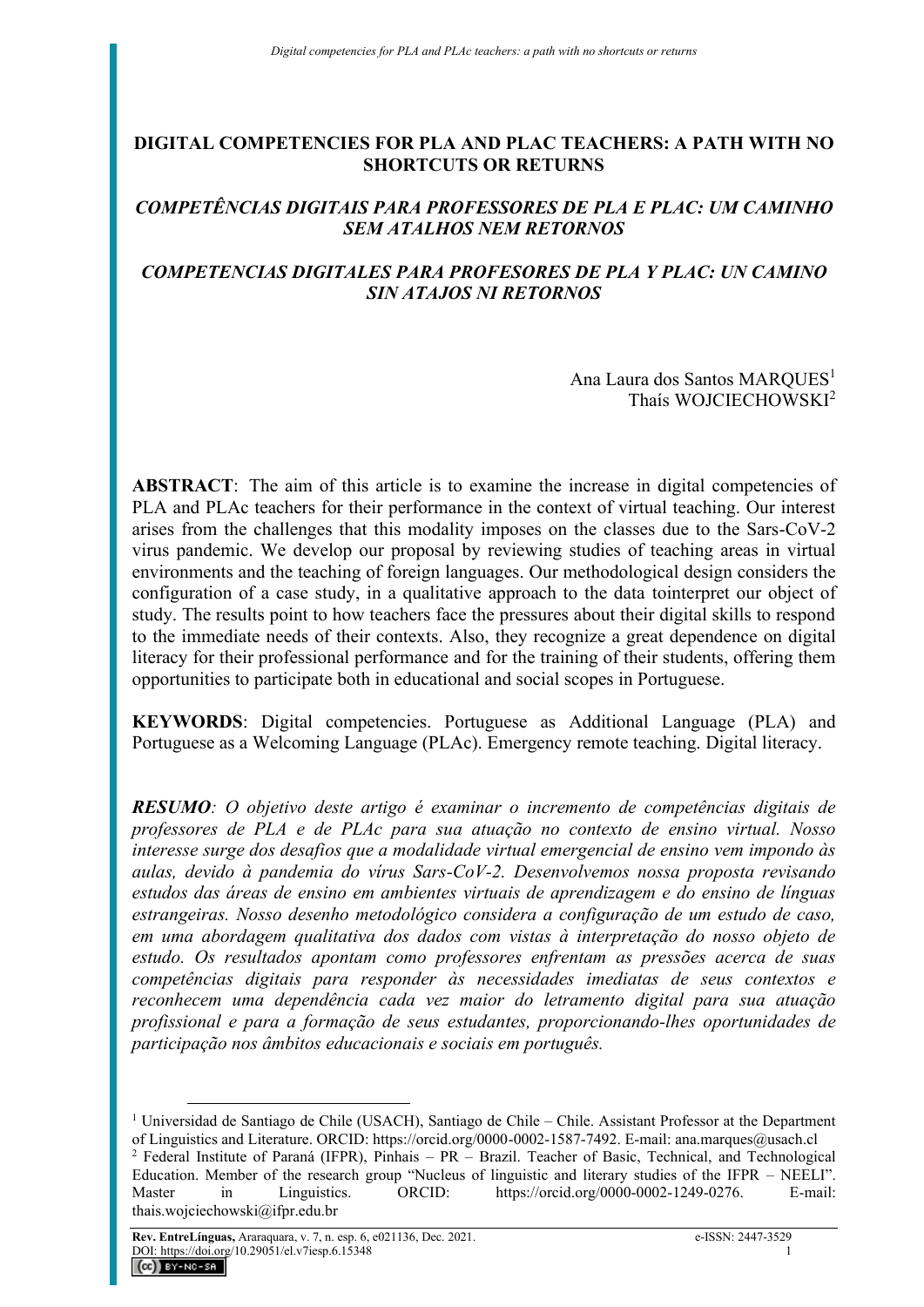# DIGITAL COMPETENCIES FOR PLA AND PLAC TEACHERS: A PATH WITH NO SHORTCUTS OR RETURNS

## *COMPETÊNCIAS DIGITAIS PARA PROFESSORES DE PLA E PLAC: UM CAMINHO SEM ATALHOS NEM RETORNOS*

## *COMPETENCIAS DIGITALES PARA PROFESORES DE PLA Y PLAC: UN CAMINO SIN ATAJOS NI RETORNOS*

Ana Laura dos Santos MARQUES[1]
Thaís WOJCIECHOWSKI[2]

**ABSTRACT**: The aim of this article is to examine the increase in digital competencies of PLA and PLAc teachers for their performance in the context of virtual teaching. Our interest arises from the challenges that this modality imposes on the classes due to the Sars-CoV-2 virus pandemic. We develop our proposal by reviewing studies of teaching areas in virtual environments and the teaching of foreign languages. Our methodological design considers the configuration of a case study, in a qualitative approach to the data tointerpret our object of study. The results point to how teachers face the pressures about their digital skills to respond to the immediate needs of their contexts. Also, they recognize a great dependence on digital literacy for their professional performance and for the training of their students, offering them opportunities to participate both in educational and social scopes in Portuguese.

**KEYWORDS**: Digital competencies. Portuguese as Additional Language (PLA) and Portuguese as a Welcoming Language (PLAc). Emergency remote teaching. Digital literacy.

***RESUMO****: O objetivo deste artigo é examinar o incremento de competências digitais de professores de PLA e de PLAc para sua atuação no contexto de ensino virtual. Nosso interesse surge dos desafios que a modalidade virtual emergencial de ensino vem impondo às aulas, devido à pandemia do vírus Sars-CoV-2. Desenvolvemos nossa proposta revisando estudos das áreas de ensino em ambientes virtuais de aprendizagem e do ensino de línguas estrangeiras. Nosso desenho metodológico considera a configuração de um estudo de caso, em uma abordagem qualitativa dos dados com vistas à interpretação do nosso objeto de estudo. Os resultados apontam como professores enfrentam as pressões acerca de suas competências digitais para responder às necessidades imediatas de seus contextos e reconhecem uma dependência cada vez maior do letramento digital para sua atuação profissional e para a formação de seus estudantes, proporcionando-lhes oportunidades de participação nos âmbitos educacionais e sociais em português.*

---

[1] Universidad de Santiago de Chile (USACH), Santiago de Chile – Chile. Assistant Professor at the Department of Linguistics and Literature. ORCID: https://orcid.org/0000-0002-1587-7492. E-mail: ana.marques@usach.cl

[2] Federal Institute of Paraná (IFPR), Pinhais – PR – Brazil. Teacher of Basic, Technical, and Technological Education. Member of the research group "Nucleus of linguistic and literary studies of the IFPR – NEELI". Master in Linguistics. ORCID: https://orcid.org/0000-0002-1249-0276. E-mail: thais.wojciechowski@ifpr.edu.br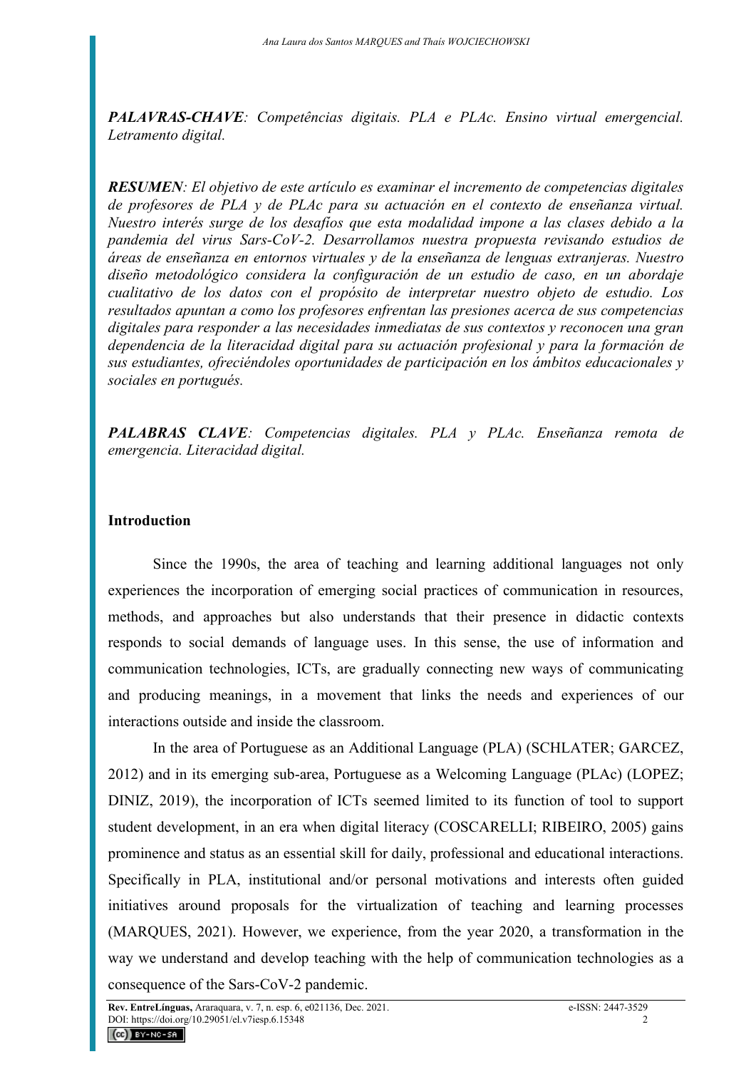***PALAVRAS-CHAVE****: Competências digitais. PLA e PLAc. Ensino virtual emergencial. Letramento digital.*

***RESUMEN****: El objetivo de este artículo es examinar el incremento de competencias digitales de profesores de PLA y de PLAc para su actuación en el contexto de enseñanza virtual. Nuestro interés surge de los desafíos que esta modalidad impone a las clases debido a la pandemia del virus Sars-CoV-2. Desarrollamos nuestra propuesta revisando estudios de áreas de enseñanza en entornos virtuales y de la enseñanza de lenguas extranjeras. Nuestro diseño metodológico considera la configuración de un estudio de caso, en un abordaje cualitativo de los datos con el propósito de interpretar nuestro objeto de estudio. Los resultados apuntan a como los profesores enfrentan las presiones acerca de sus competencias digitales para responder a las necesidades inmediatas de sus contextos y reconocen una gran dependencia de la literacidad digital para su actuación profesional y para la formación de sus estudiantes, ofreciéndoles oportunidades de participación en los ámbitos educacionales y sociales en portugués.*

***PALABRAS CLAVE****: Competencias digitales. PLA y PLAc. Enseñanza remota de emergencia. Literacidad digital.*

## Introduction

Since the 1990s, the area of teaching and learning additional languages not only experiences the incorporation of emerging social practices of communication in resources, methods, and approaches but also understands that their presence in didactic contexts responds to social demands of language uses. In this sense, the use of information and communication technologies, ICTs, are gradually connecting new ways of communicating and producing meanings, in a movement that links the needs and experiences of our interactions outside and inside the classroom.

In the area of Portuguese as an Additional Language (PLA) (SCHLATER; GARCEZ, 2012) and in its emerging sub-area, Portuguese as a Welcoming Language (PLAc) (LOPEZ; DINIZ, 2019), the incorporation of ICTs seemed limited to its function of tool to support student development, in an era when digital literacy (COSCARELLI; RIBEIRO, 2005) gains prominence and status as an essential skill for daily, professional and educational interactions. Specifically in PLA, institutional and/or personal motivations and interests often guided initiatives around proposals for the virtualization of teaching and learning processes (MARQUES, 2021). However, we experience, from the year 2020, a transformation in the way we understand and develop teaching with the help of communication technologies as a consequence of the Sars-CoV-2 pandemic.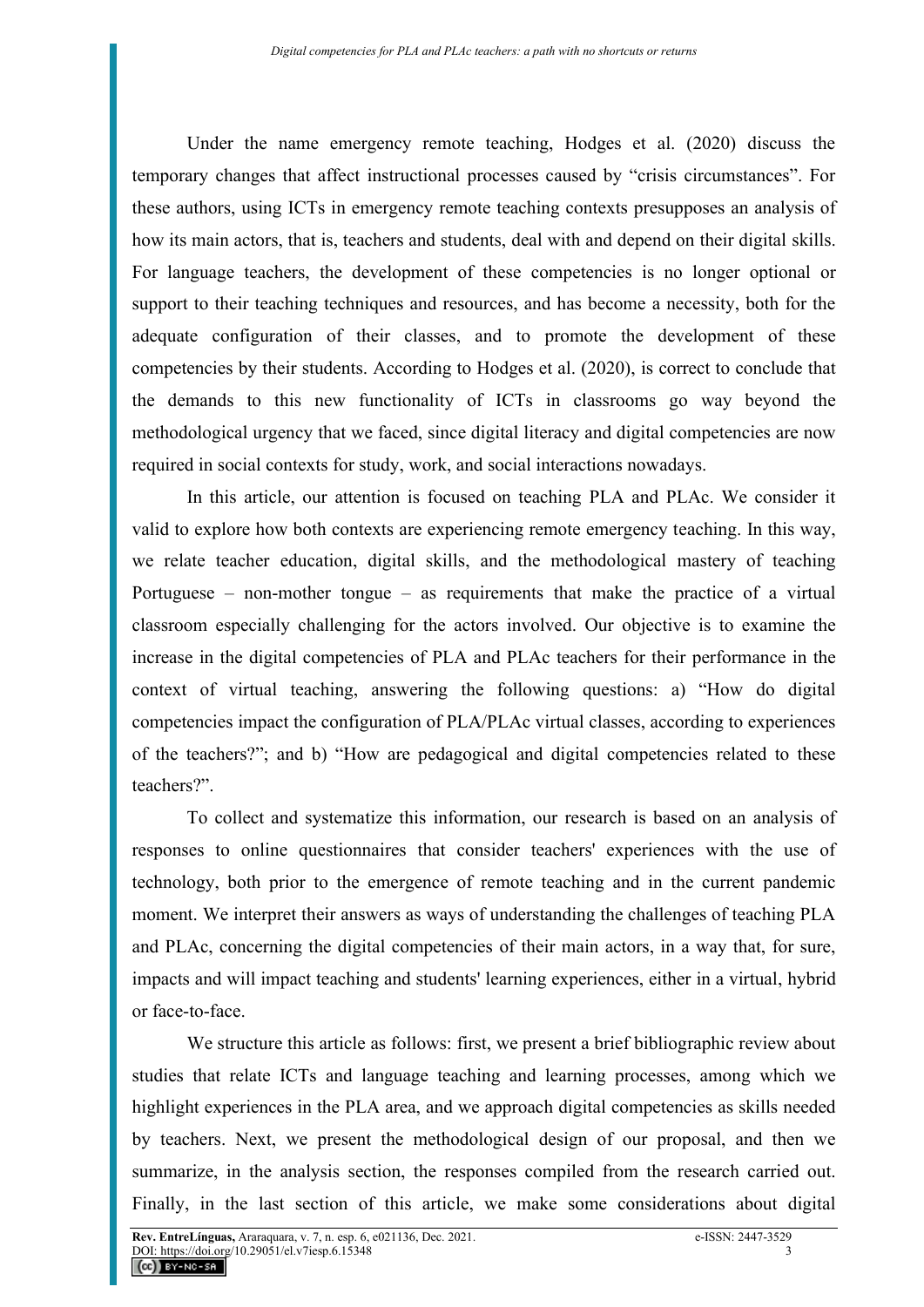Under the name emergency remote teaching, Hodges et al. (2020) discuss the temporary changes that affect instructional processes caused by "crisis circumstances". For these authors, using ICTs in emergency remote teaching contexts presupposes an analysis of how its main actors, that is, teachers and students, deal with and depend on their digital skills. For language teachers, the development of these competencies is no longer optional or support to their teaching techniques and resources, and has become a necessity, both for the adequate configuration of their classes, and to promote the development of these competencies by their students. According to Hodges et al. (2020), is correct to conclude that the demands to this new functionality of ICTs in classrooms go way beyond the methodological urgency that we faced, since digital literacy and digital competencies are now required in social contexts for study, work, and social interactions nowadays.

In this article, our attention is focused on teaching PLA and PLAc. We consider it valid to explore how both contexts are experiencing remote emergency teaching. In this way, we relate teacher education, digital skills, and the methodological mastery of teaching Portuguese – non-mother tongue – as requirements that make the practice of a virtual classroom especially challenging for the actors involved. Our objective is to examine the increase in the digital competencies of PLA and PLAc teachers for their performance in the context of virtual teaching, answering the following questions: a) "How do digital competencies impact the configuration of PLA/PLAc virtual classes, according to experiences of the teachers?"; and b) "How are pedagogical and digital competencies related to these teachers?".

To collect and systematize this information, our research is based on an analysis of responses to online questionnaires that consider teachers' experiences with the use of technology, both prior to the emergence of remote teaching and in the current pandemic moment. We interpret their answers as ways of understanding the challenges of teaching PLA and PLAc, concerning the digital competencies of their main actors, in a way that, for sure, impacts and will impact teaching and students' learning experiences, either in a virtual, hybrid or face-to-face.

We structure this article as follows: first, we present a brief bibliographic review about studies that relate ICTs and language teaching and learning processes, among which we highlight experiences in the PLA area, and we approach digital competencies as skills needed by teachers. Next, we present the methodological design of our proposal, and then we summarize, in the analysis section, the responses compiled from the research carried out. Finally, in the last section of this article, we make some considerations about digital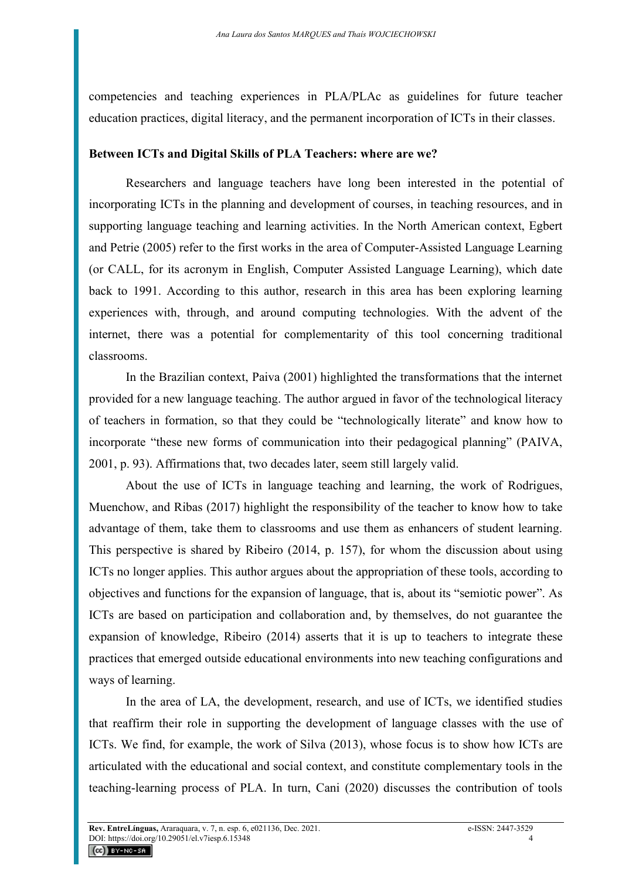competencies and teaching experiences in PLA/PLAc as guidelines for future teacher education practices, digital literacy, and the permanent incorporation of ICTs in their classes.

## Between ICTs and Digital Skills of PLA Teachers: where are we?

Researchers and language teachers have long been interested in the potential of incorporating ICTs in the planning and development of courses, in teaching resources, and in supporting language teaching and learning activities. In the North American context, Egbert and Petrie (2005) refer to the first works in the area of Computer-Assisted Language Learning (or CALL, for its acronym in English, Computer Assisted Language Learning), which date back to 1991. According to this author, research in this area has been exploring learning experiences with, through, and around computing technologies. With the advent of the internet, there was a potential for complementarity of this tool concerning traditional classrooms.

In the Brazilian context, Paiva (2001) highlighted the transformations that the internet provided for a new language teaching. The author argued in favor of the technological literacy of teachers in formation, so that they could be "technologically literate" and know how to incorporate "these new forms of communication into their pedagogical planning" (PAIVA, 2001, p. 93). Affirmations that, two decades later, seem still largely valid.

About the use of ICTs in language teaching and learning, the work of Rodrigues, Muenchow, and Ribas (2017) highlight the responsibility of the teacher to know how to take advantage of them, take them to classrooms and use them as enhancers of student learning. This perspective is shared by Ribeiro (2014, p. 157), for whom the discussion about using ICTs no longer applies. This author argues about the appropriation of these tools, according to objectives and functions for the expansion of language, that is, about its "semiotic power". As ICTs are based on participation and collaboration and, by themselves, do not guarantee the expansion of knowledge, Ribeiro (2014) asserts that it is up to teachers to integrate these practices that emerged outside educational environments into new teaching configurations and ways of learning.

In the area of LA, the development, research, and use of ICTs, we identified studies that reaffirm their role in supporting the development of language classes with the use of ICTs. We find, for example, the work of Silva (2013), whose focus is to show how ICTs are articulated with the educational and social context, and constitute complementary tools in the teaching-learning process of PLA. In turn, Cani (2020) discusses the contribution of tools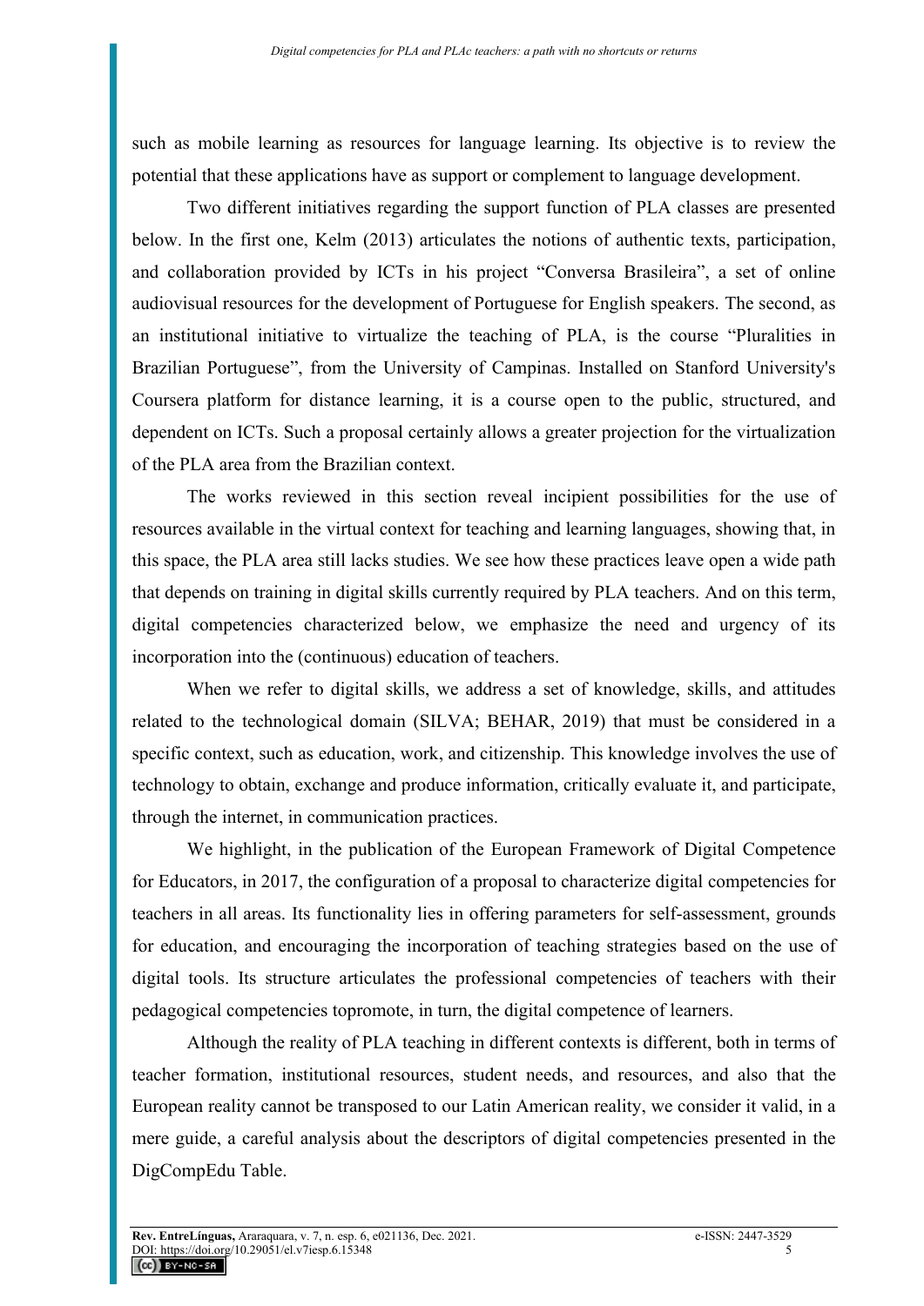such as mobile learning as resources for language learning. Its objective is to review the potential that these applications have as support or complement to language development.

Two different initiatives regarding the support function of PLA classes are presented below. In the first one, Kelm (2013) articulates the notions of authentic texts, participation, and collaboration provided by ICTs in his project "Conversa Brasileira", a set of online audiovisual resources for the development of Portuguese for English speakers. The second, as an institutional initiative to virtualize the teaching of PLA, is the course "Pluralities in Brazilian Portuguese", from the University of Campinas. Installed on Stanford University's Coursera platform for distance learning, it is a course open to the public, structured, and dependent on ICTs. Such a proposal certainly allows a greater projection for the virtualization of the PLA area from the Brazilian context.

The works reviewed in this section reveal incipient possibilities for the use of resources available in the virtual context for teaching and learning languages, showing that, in this space, the PLA area still lacks studies. We see how these practices leave open a wide path that depends on training in digital skills currently required by PLA teachers. And on this term, digital competencies characterized below, we emphasize the need and urgency of its incorporation into the (continuous) education of teachers.

When we refer to digital skills, we address a set of knowledge, skills, and attitudes related to the technological domain (SILVA; BEHAR, 2019) that must be considered in a specific context, such as education, work, and citizenship. This knowledge involves the use of technology to obtain, exchange and produce information, critically evaluate it, and participate, through the internet, in communication practices.

We highlight, in the publication of the European Framework of Digital Competence for Educators, in 2017, the configuration of a proposal to characterize digital competencies for teachers in all areas. Its functionality lies in offering parameters for self-assessment, grounds for education, and encouraging the incorporation of teaching strategies based on the use of digital tools. Its structure articulates the professional competencies of teachers with their pedagogical competencies topromote, in turn, the digital competence of learners.

Although the reality of PLA teaching in different contexts is different, both in terms of teacher formation, institutional resources, student needs, and resources, and also that the European reality cannot be transposed to our Latin American reality, we consider it valid, in a mere guide, a careful analysis about the descriptors of digital competencies presented in the DigCompEdu Table.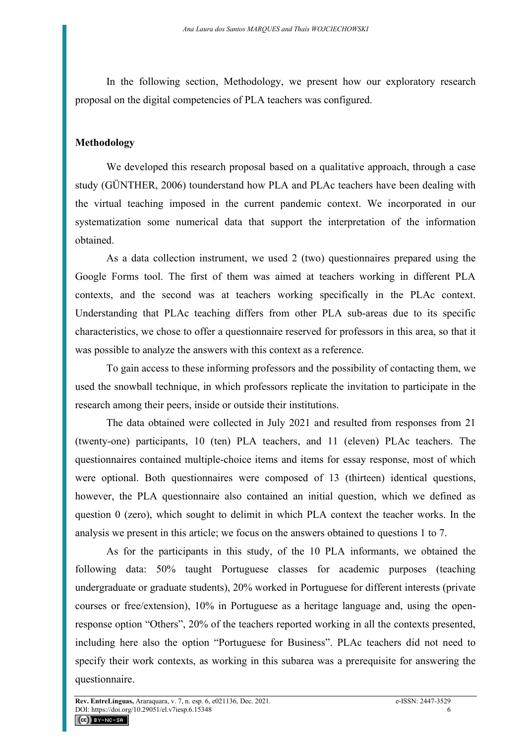In the following section, Methodology, we present how our exploratory research proposal on the digital competencies of PLA teachers was configured.

## Methodology

We developed this research proposal based on a qualitative approach, through a case study (GÜNTHER, 2006) tounderstand how PLA and PLAc teachers have been dealing with the virtual teaching imposed in the current pandemic context. We incorporated in our systematization some numerical data that support the interpretation of the information obtained.

As a data collection instrument, we used 2 (two) questionnaires prepared using the Google Forms tool. The first of them was aimed at teachers working in different PLA contexts, and the second was at teachers working specifically in the PLAc context. Understanding that PLAc teaching differs from other PLA sub-areas due to its specific characteristics, we chose to offer a questionnaire reserved for professors in this area, so that it was possible to analyze the answers with this context as a reference.

To gain access to these informing professors and the possibility of contacting them, we used the snowball technique, in which professors replicate the invitation to participate in the research among their peers, inside or outside their institutions.

The data obtained were collected in July 2021 and resulted from responses from 21 (twenty-one) participants, 10 (ten) PLA teachers, and 11 (eleven) PLAc teachers. The questionnaires contained multiple-choice items and items for essay response, most of which were optional. Both questionnaires were composed of 13 (thirteen) identical questions, however, the PLA questionnaire also contained an initial question, which we defined as question 0 (zero), which sought to delimit in which PLA context the teacher works. In the analysis we present in this article; we focus on the answers obtained to questions 1 to 7.

As for the participants in this study, of the 10 PLA informants, we obtained the following data: 50% taught Portuguese classes for academic purposes (teaching undergraduate or graduate students), 20% worked in Portuguese for different interests (private courses or free/extension), 10% in Portuguese as a heritage language and, using the open-response option "Others", 20% of the teachers reported working in all the contexts presented, including here also the option "Portuguese for Business". PLAc teachers did not need to specify their work contexts, as working in this subarea was a prerequisite for answering the questionnaire.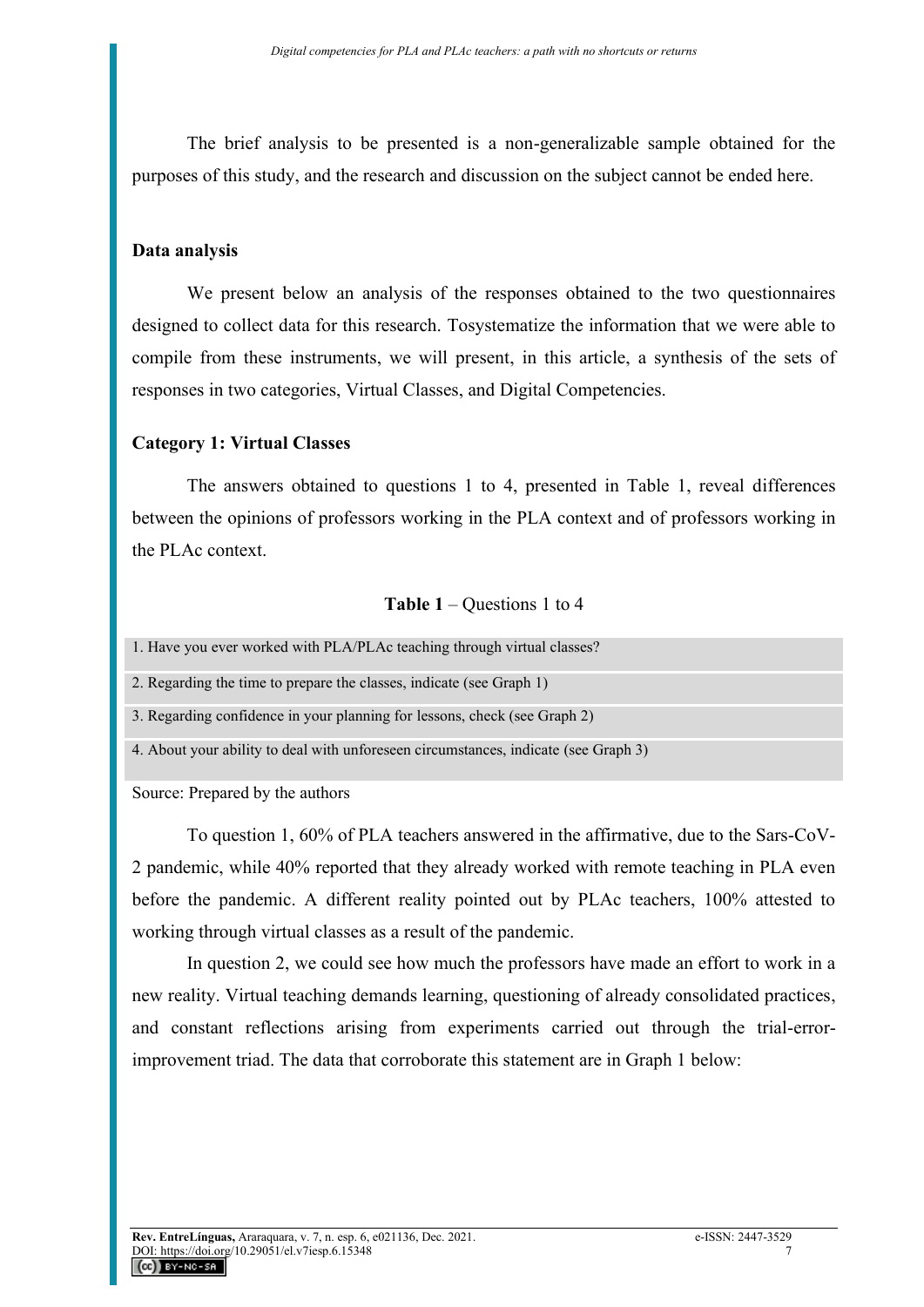The brief analysis to be presented is a non-generalizable sample obtained for the purposes of this study, and the research and discussion on the subject cannot be ended here.

## Data analysis

We present below an analysis of the responses obtained to the two questionnaires designed to collect data for this research. Tosystematize the information that we were able to compile from these instruments, we will present, in this article, a synthesis of the sets of responses in two categories, Virtual Classes, and Digital Competencies.

### Category 1: Virtual Classes

The answers obtained to questions 1 to 4, presented in Table 1, reveal differences between the opinions of professors working in the PLA context and of professors working in the PLAc context.

**Table 1** – Questions 1 to 4

| 1. Have you ever worked with PLA/PLAc teaching through virtual classes? |
|---|
| 2. Regarding the time to prepare the classes, indicate (see Graph 1) |
| 3. Regarding confidence in your planning for lessons, check (see Graph 2) |
| 4. About your ability to deal with unforeseen circumstances, indicate (see Graph 3) |

Source: Prepared by the authors

To question 1, 60% of PLA teachers answered in the affirmative, due to the Sars-CoV-2 pandemic, while 40% reported that they already worked with remote teaching in PLA even before the pandemic. A different reality pointed out by PLAc teachers, 100% attested to working through virtual classes as a result of the pandemic.

In question 2, we could see how much the professors have made an effort to work in a new reality. Virtual teaching demands learning, questioning of already consolidated practices, and constant reflections arising from experiments carried out through the trial-error-improvement triad. The data that corroborate this statement are in Graph 1 below: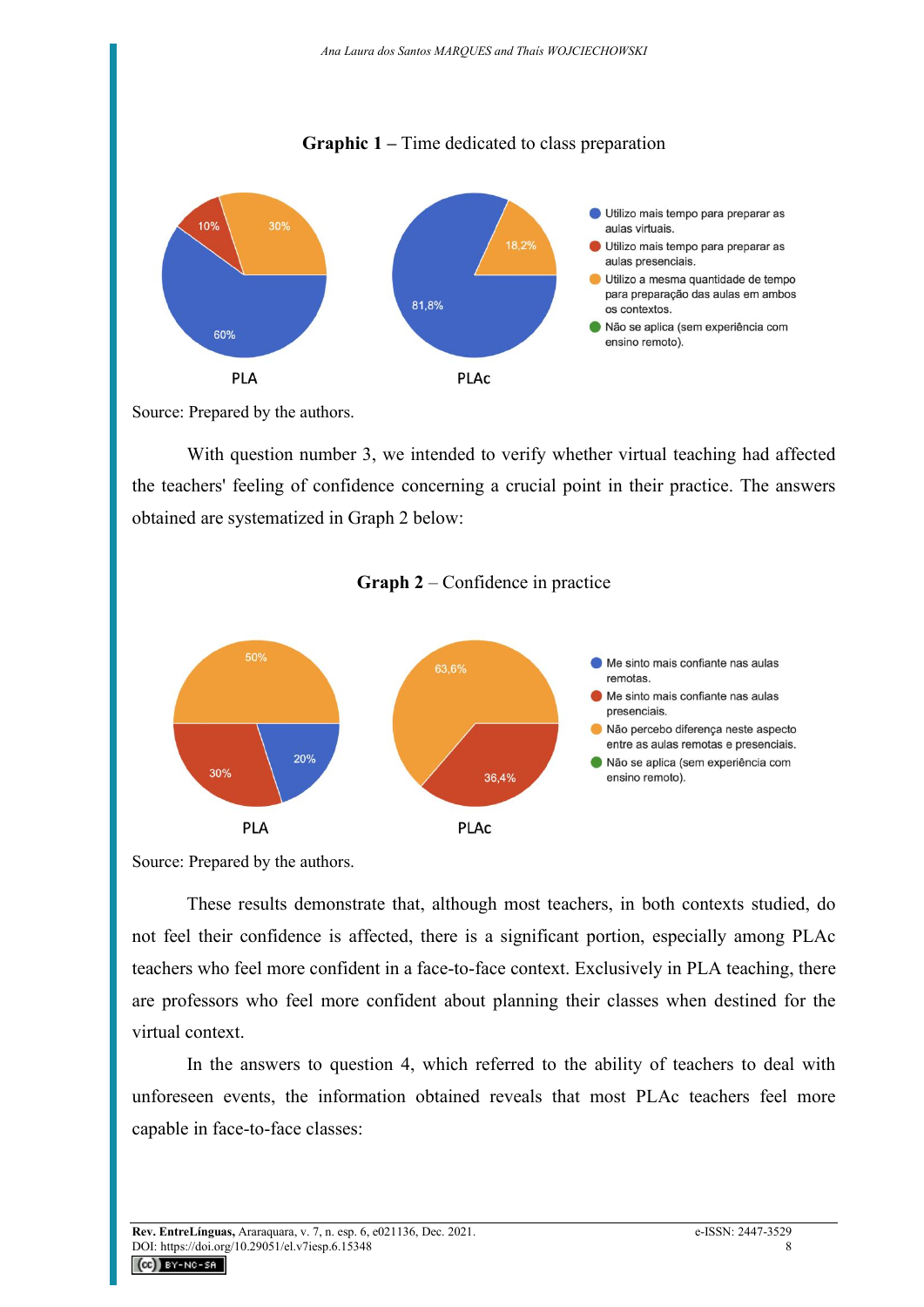**Graphic 1** – Time dedicated to class preparation

Source: Prepared by the authors.

With question number 3, we intended to verify whether virtual teaching had affected the teachers' feeling of confidence concerning a crucial point in their practice. The answers obtained are systematized in Graph 2 below:

**Graph 2** – Confidence in practice

Source: Prepared by the authors.

These results demonstrate that, although most teachers, in both contexts studied, do not feel their confidence is affected, there is a significant portion, especially among PLAc teachers who feel more confident in a face-to-face context. Exclusively in PLA teaching, there are professors who feel more confident about planning their classes when destined for the virtual context.

In the answers to question 4, which referred to the ability of teachers to deal with unforeseen events, the information obtained reveals that most PLAc teachers feel more capable in face-to-face classes: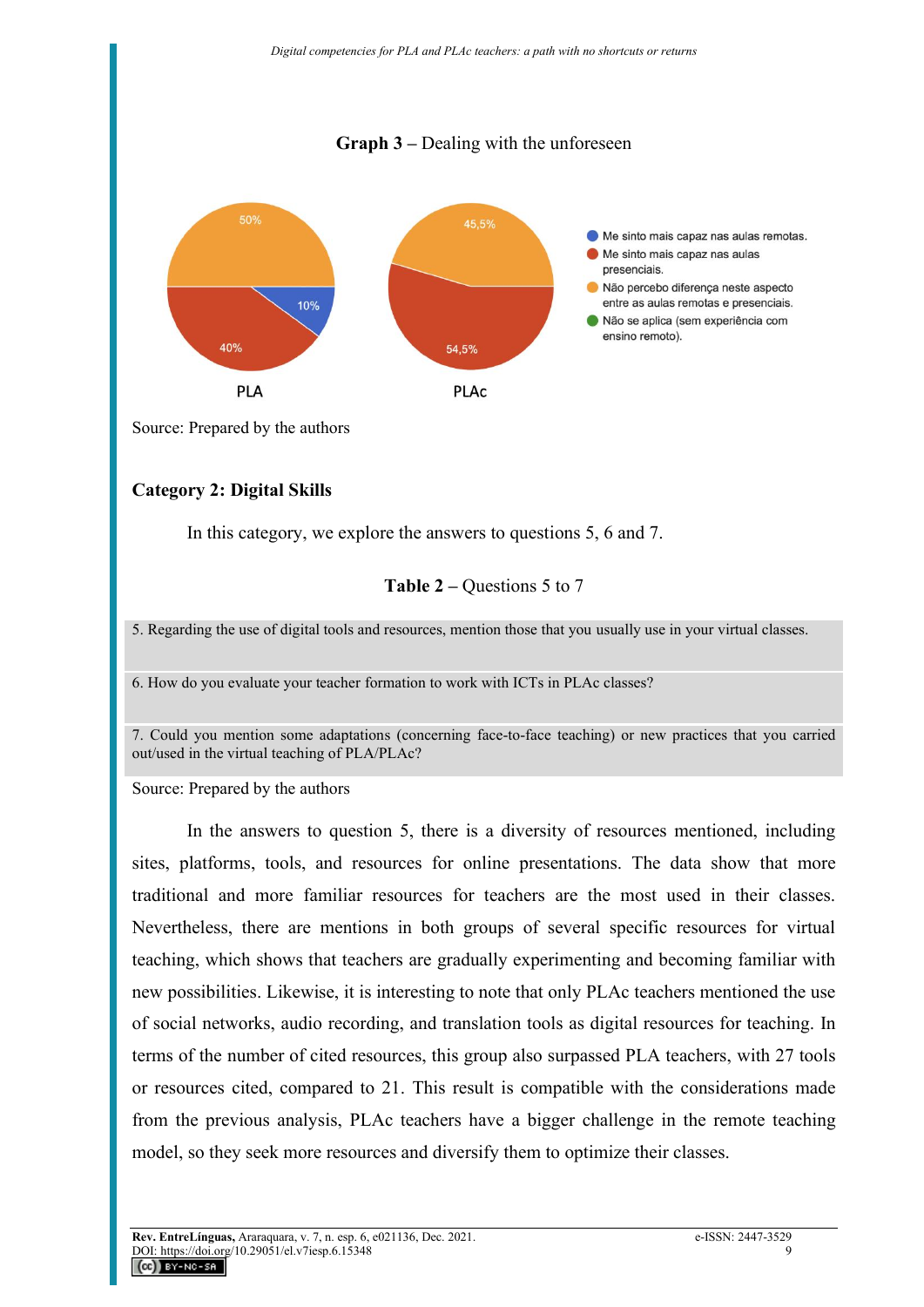**Graph 3** – Dealing with the unforeseen

Source: Prepared by the authors

### Category 2: Digital Skills

In this category, we explore the answers to questions 5, 6 and 7.

**Table 2** – Questions 5 to 7

| |
|---|
| 5. Regarding the use of digital tools and resources, mention those that you usually use in your virtual classes. |
| 6. How do you evaluate your teacher formation to work with ICTs in PLAc classes? |
| 7. Could you mention some adaptations (concerning face-to-face teaching) or new practices that you carried out/used in the virtual teaching of PLA/PLAc? |

Source: Prepared by the authors

In the answers to question 5, there is a diversity of resources mentioned, including sites, platforms, tools, and resources for online presentations. The data show that more traditional and more familiar resources for teachers are the most used in their classes. Nevertheless, there are mentions in both groups of several specific resources for virtual teaching, which shows that teachers are gradually experimenting and becoming familiar with new possibilities. Likewise, it is interesting to note that only PLAc teachers mentioned the use of social networks, audio recording, and translation tools as digital resources for teaching. In terms of the number of cited resources, this group also surpassed PLA teachers, with 27 tools or resources cited, compared to 21. This result is compatible with the considerations made from the previous analysis, PLAc teachers have a bigger challenge in the remote teaching model, so they seek more resources and diversify them to optimize their classes.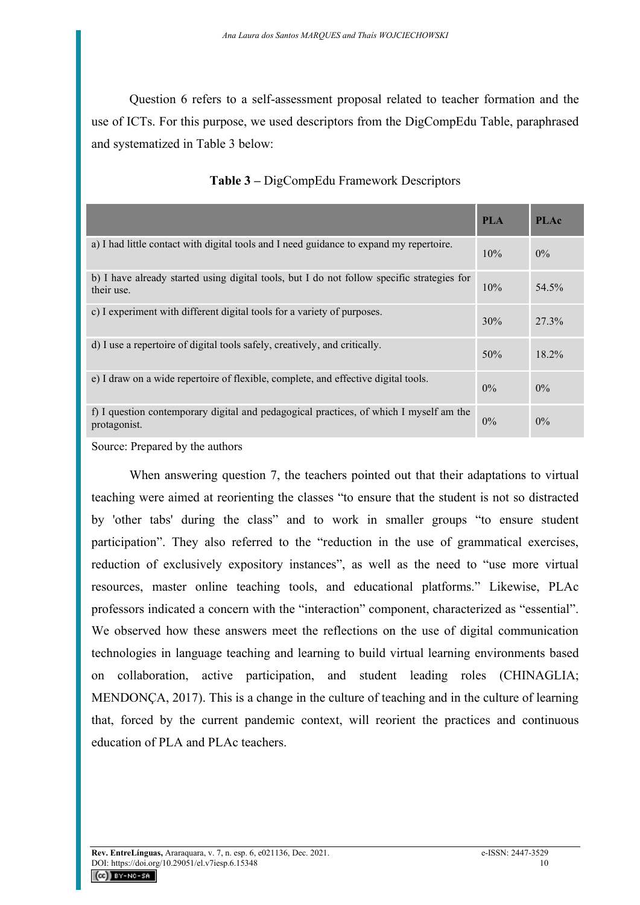Question 6 refers to a self-assessment proposal related to teacher formation and the use of ICTs. For this purpose, we used descriptors from the DigCompEdu Table, paraphrased and systematized in Table 3 below:

**Table 3 –** DigCompEdu Framework Descriptors

| | PLA | PLAc |
|---|---|---|
| a) I had little contact with digital tools and I need guidance to expand my repertoire. | 10% | 0% |
| b) I have already started using digital tools, but I do not follow specific strategies for their use. | 10% | 54.5% |
| c) I experiment with different digital tools for a variety of purposes. | 30% | 27.3% |
| d) I use a repertoire of digital tools safely, creatively, and critically. | 50% | 18.2% |
| e) I draw on a wide repertoire of flexible, complete, and effective digital tools. | 0% | 0% |
| f) I question contemporary digital and pedagogical practices, of which I myself am the protagonist. | 0% | 0% |

Source: Prepared by the authors

When answering question 7, the teachers pointed out that their adaptations to virtual teaching were aimed at reorienting the classes "to ensure that the student is not so distracted by 'other tabs' during the class" and to work in smaller groups "to ensure student participation". They also referred to the "reduction in the use of grammatical exercises, reduction of exclusively expository instances", as well as the need to "use more virtual resources, master online teaching tools, and educational platforms." Likewise, PLAc professors indicated a concern with the "interaction" component, characterized as "essential". We observed how these answers meet the reflections on the use of digital communication technologies in language teaching and learning to build virtual learning environments based on collaboration, active participation, and student leading roles (CHINAGLIA; MENDONÇA, 2017). This is a change in the culture of teaching and in the culture of learning that, forced by the current pandemic context, will reorient the practices and continuous education of PLA and PLAc teachers.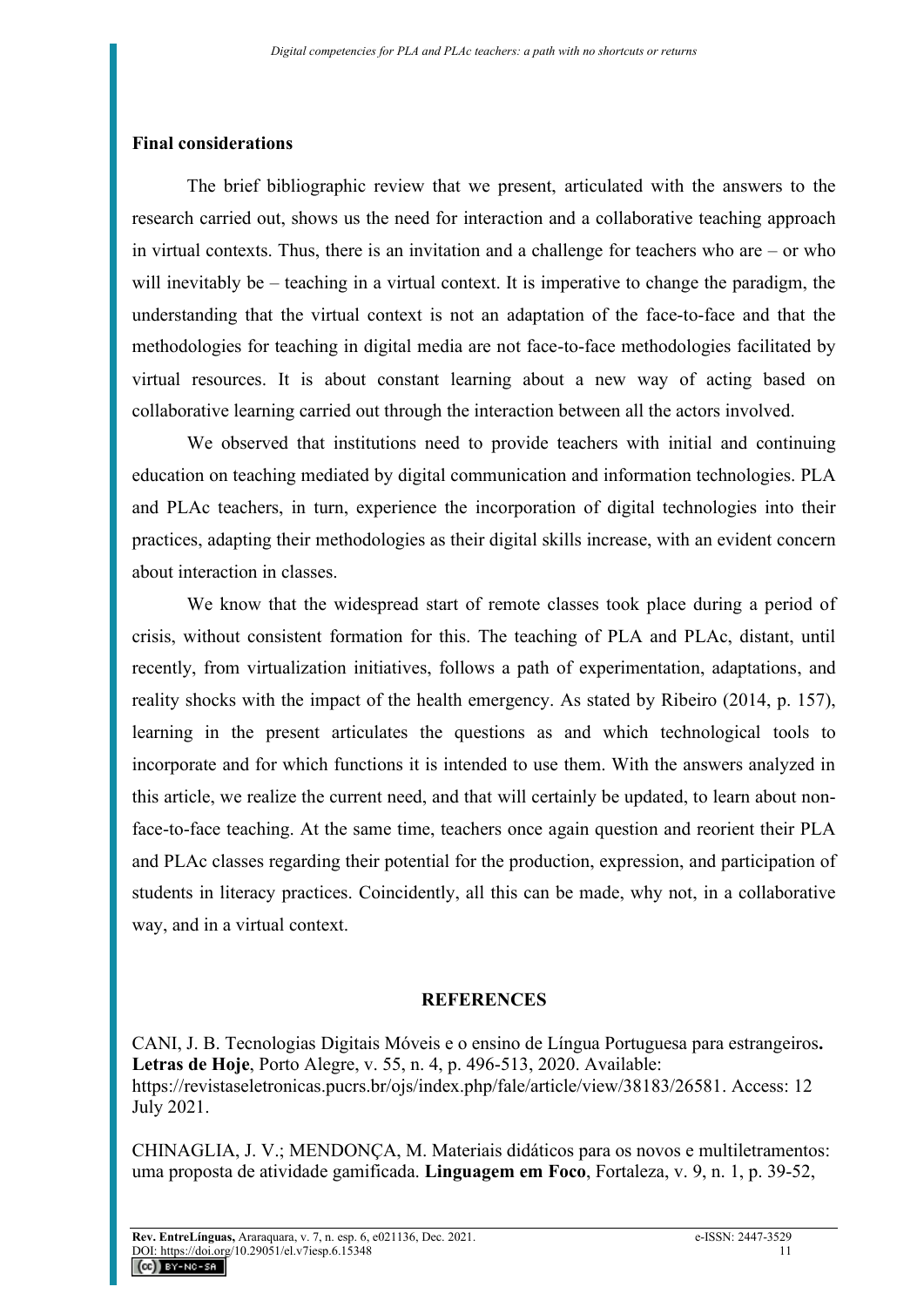## Final considerations

The brief bibliographic review that we present, articulated with the answers to the research carried out, shows us the need for interaction and a collaborative teaching approach in virtual contexts. Thus, there is an invitation and a challenge for teachers who are – or who will inevitably be – teaching in a virtual context. It is imperative to change the paradigm, the understanding that the virtual context is not an adaptation of the face-to-face and that the methodologies for teaching in digital media are not face-to-face methodologies facilitated by virtual resources. It is about constant learning about a new way of acting based on collaborative learning carried out through the interaction between all the actors involved.

We observed that institutions need to provide teachers with initial and continuing education on teaching mediated by digital communication and information technologies. PLA and PLAc teachers, in turn, experience the incorporation of digital technologies into their practices, adapting their methodologies as their digital skills increase, with an evident concern about interaction in classes.

We know that the widespread start of remote classes took place during a period of crisis, without consistent formation for this. The teaching of PLA and PLAc, distant, until recently, from virtualization initiatives, follows a path of experimentation, adaptations, and reality shocks with the impact of the health emergency. As stated by Ribeiro (2014, p. 157), learning in the present articulates the questions as and which technological tools to incorporate and for which functions it is intended to use them. With the answers analyzed in this article, we realize the current need, and that will certainly be updated, to learn about non-face-to-face teaching. At the same time, teachers once again question and reorient their PLA and PLAc classes regarding their potential for the production, expression, and participation of students in literacy practices. Coincidently, all this can be made, why not, in a collaborative way, and in a virtual context.

## REFERENCES

CANI, J. B. Tecnologias Digitais Móveis e o ensino de Língua Portuguesa para estrangeiros**.** **Letras de Hoje**, Porto Alegre, v. 55, n. 4, p. 496-513, 2020. Available: https://revistaseletronicas.pucrs.br/ojs/index.php/fale/article/view/38183/26581. Access: 12 July 2021.

CHINAGLIA, J. V.; MENDONÇA, M. Materiais didáticos para os novos e multiletramentos: uma proposta de atividade gamificada. **Linguagem em Foco**, Fortaleza, v. 9, n. 1, p. 39-52,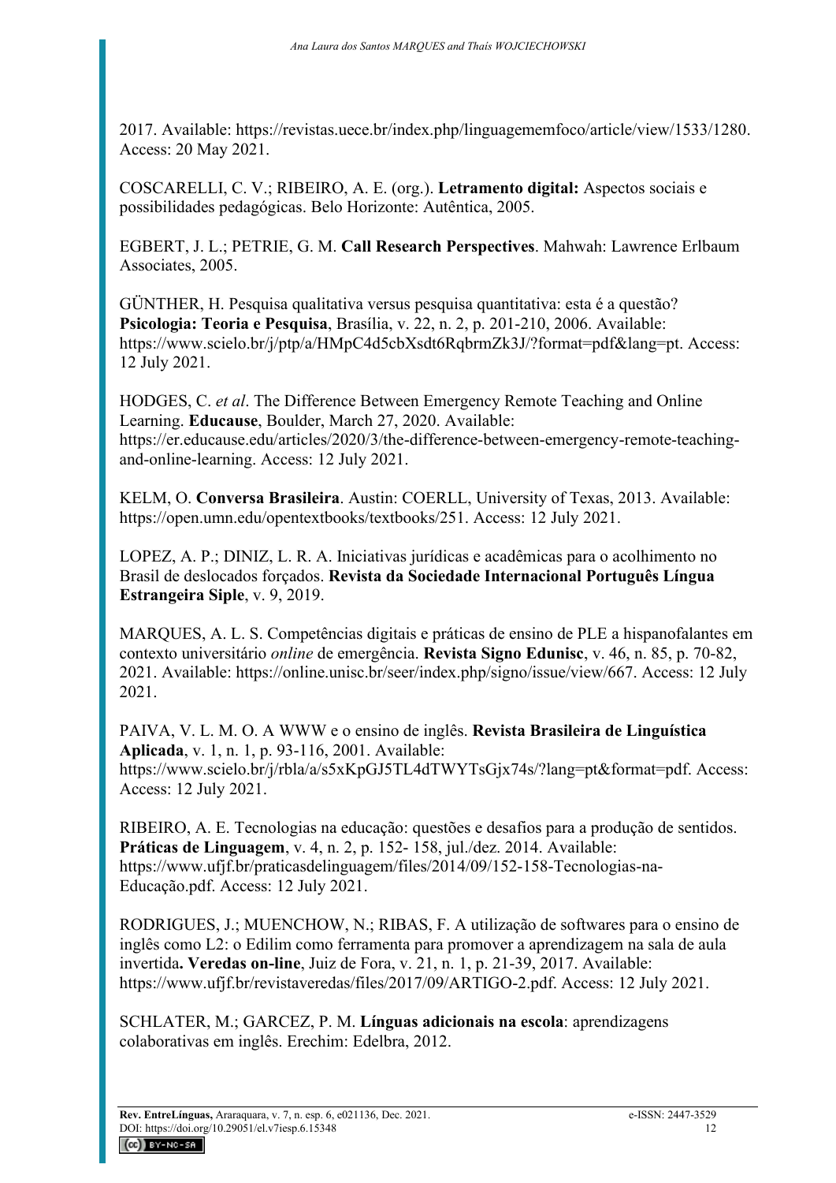2017. Available: https://revistas.uece.br/index.php/linguagememfoco/article/view/1533/1280. Access: 20 May 2021.

COSCARELLI, C. V.; RIBEIRO, A. E. (org.). **Letramento digital:** Aspectos sociais e possibilidades pedagógicas. Belo Horizonte: Autêntica, 2005.

EGBERT, J. L.; PETRIE, G. M. **Call Research Perspectives**. Mahwah: Lawrence Erlbaum Associates, 2005.

GÜNTHER, H. Pesquisa qualitativa versus pesquisa quantitativa: esta é a questão? **Psicologia: Teoria e Pesquisa**, Brasília, v. 22, n. 2, p. 201-210, 2006. Available: https://www.scielo.br/j/ptp/a/HMpC4d5cbXsdt6RqbrmZk3J/?format=pdf&lang=pt. Access: 12 July 2021.

HODGES, C. *et al*. The Difference Between Emergency Remote Teaching and Online Learning. **Educause**, Boulder, March 27, 2020. Available: https://er.educause.edu/articles/2020/3/the-difference-between-emergency-remote-teaching-and-online-learning. Access: 12 July 2021.

KELM, O. **Conversa Brasileira**. Austin: COERLL, University of Texas, 2013. Available: https://open.umn.edu/opentextbooks/textbooks/251. Access: 12 July 2021.

LOPEZ, A. P.; DINIZ, L. R. A. Iniciativas jurídicas e acadêmicas para o acolhimento no Brasil de deslocados forçados. **Revista da Sociedade Internacional Português Língua Estrangeira Siple**, v. 9, 2019.

MARQUES, A. L. S. Competências digitais e práticas de ensino de PLE a hispanofalantes em contexto universitário *online* de emergência. **Revista Signo Edunisc**, v. 46, n. 85, p. 70-82, 2021. Available: https://online.unisc.br/seer/index.php/signo/issue/view/667. Access: 12 July 2021.

PAIVA, V. L. M. O. A WWW e o ensino de inglês. **Revista Brasileira de Linguística Aplicada**, v. 1, n. 1, p. 93-116, 2001. Available: https://www.scielo.br/j/rbla/a/s5xKpGJ5TL4dTWYTsGjx74s/?lang=pt&format=pdf. Access: Access: 12 July 2021.

RIBEIRO, A. E. Tecnologias na educação: questões e desafios para a produção de sentidos. **Práticas de Linguagem**, v. 4, n. 2, p. 152- 158, jul./dez. 2014. Available: https://www.ufjf.br/praticasdelinguagem/files/2014/09/152-158-Tecnologias-na-Educação.pdf. Access: 12 July 2021.

RODRIGUES, J.; MUENCHOW, N.; RIBAS, F. A utilização de softwares para o ensino de inglês como L2: o Edilim como ferramenta para promover a aprendizagem na sala de aula invertida**. Veredas on-line**, Juiz de Fora, v. 21, n. 1, p. 21-39, 2017. Available: https://www.ufjf.br/revistaveredas/files/2017/09/ARTIGO-2.pdf. Access: 12 July 2021.

SCHLATER, M.; GARCEZ, P. M. **Línguas adicionais na escola**: aprendizagens colaborativas em inglês. Erechim: Edelbra, 2012.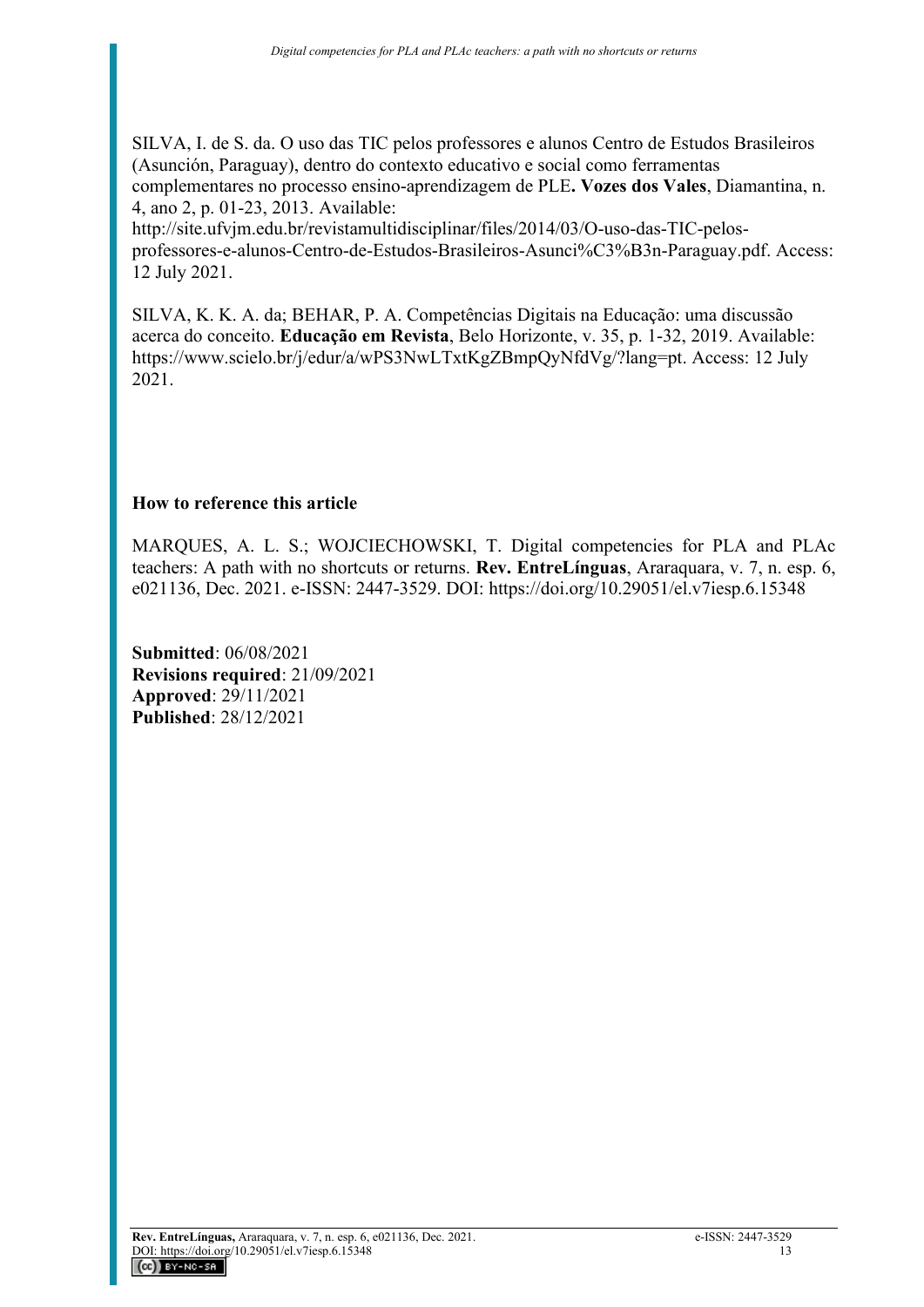SILVA, I. de S. da. O uso das TIC pelos professores e alunos Centro de Estudos Brasileiros (Asunción, Paraguay), dentro do contexto educativo e social como ferramentas complementares no processo ensino-aprendizagem de PLE**. Vozes dos Vales**, Diamantina, n. 4, ano 2, p. 01-23, 2013. Available: http://site.ufvjm.edu.br/revistamultidisciplinar/files/2014/03/O-uso-das-TIC-pelos-professores-e-alunos-Centro-de-Estudos-Brasileiros-Asunci%C3%B3n-Paraguay.pdf. Access: 12 July 2021.

SILVA, K. K. A. da; BEHAR, P. A. Competências Digitais na Educação: uma discussão acerca do conceito. **Educação em Revista**, Belo Horizonte, v. 35, p. 1-32, 2019. Available: https://www.scielo.br/j/edur/a/wPS3NwLTxtKgZBmpQyNfdVg/?lang=pt. Access: 12 July 2021.

### How to reference this article

MARQUES, A. L. S.; WOJCIECHOWSKI, T. Digital competencies for PLA and PLAc teachers: A path with no shortcuts or returns. **Rev. EntreLínguas**, Araraquara, v. 7, n. esp. 6, e021136, Dec. 2021. e-ISSN: 2447-3529. DOI: https://doi.org/10.29051/el.v7iesp.6.15348

**Submitted**: 06/08/2021
**Revisions required**: 21/09/2021
**Approved**: 29/11/2021
**Published**: 28/12/2021